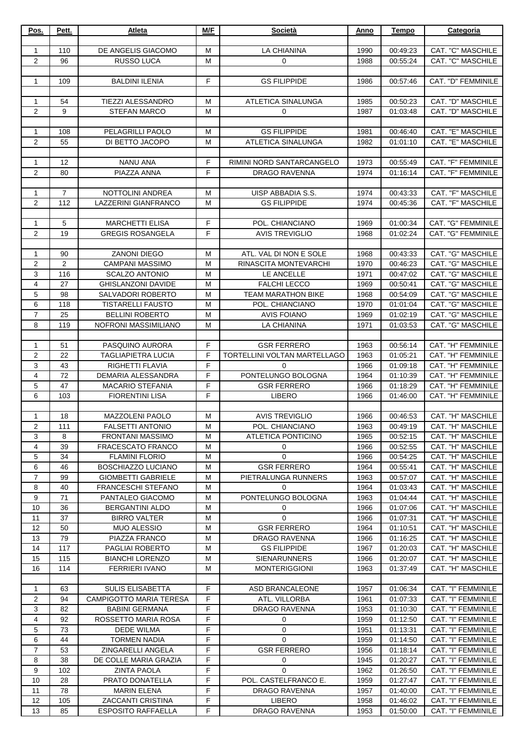| Pos. | Pett. | Atleta | M/F | Società | Anno | Tempo | Categoria |
|---|---|---|---|---|---|---|---|
| | | | | | | | |
| 1 | 110 | DE ANGELIS GIACOMO | M | LA CHIANINA | 1990 | 00:49:23 | CAT. "C" MASCHILE |
| 2 | 96 | RUSSO LUCA | M | 0 | 1988 | 00:55:24 | CAT. "C" MASCHILE |
| | | | | | | | |
| 1 | 109 | BALDINI ILENIA | F | GS FILIPPIDE | 1986 | 00:57:46 | CAT. "D" FEMMINILE |
| | | | | | | | |
| 1 | 54 | TIEZZI ALESSANDRO | M | ATLETICA SINALUNGA | 1985 | 00:50:23 | CAT. "D" MASCHILE |
| 2 | 9 | STEFAN MARCO | M | 0 | 1987 | 01:03:48 | CAT. "D" MASCHILE |
| | | | | | | | |
| 1 | 108 | PELAGRILLI PAOLO | M | GS FILIPPIDE | 1981 | 00:46:40 | CAT. "E" MASCHILE |
| 2 | 55 | DI BETTO JACOPO | M | ATLETICA SINALUNGA | 1982 | 01:01:10 | CAT. "E" MASCHILE |
| | | | | | | | |
| 1 | 12 | NANU ANA | F | RIMINI NORD SANTARCANGELO | 1973 | 00:55:49 | CAT. "F" FEMMINILE |
| 2 | 80 | PIAZZA ANNA | F | DRAGO RAVENNA | 1974 | 01:16:14 | CAT. "F" FEMMINILE |
| | | | | | | | |
| 1 | 7 | NOTTOLINI ANDREA | M | UISP ABBADIA S.S. | 1974 | 00:43:33 | CAT. "F" MASCHILE |
| 2 | 112 | LAZZERINI GIANFRANCO | M | GS FILIPPIDE | 1974 | 00:45:36 | CAT. "F" MASCHILE |
| | | | | | | | |
| 1 | 5 | MARCHETTI ELISA | F | POL. CHIANCIANO | 1969 | 01:00:34 | CAT. "G" FEMMINILE |
| 2 | 19 | GREGIS ROSANGELA | F | AVIS TREVIGLIO | 1968 | 01:02:24 | CAT. "G" FEMMINILE |
| | | | | | | | |
| 1 | 90 | ZANONI DIEGO | M | ATL. VAL DI NON E SOLE | 1968 | 00:43:33 | CAT. "G" MASCHILE |
| 2 | 2 | CAMPANI MASSIMO | M | RINASCITA MONTEVARCHI | 1970 | 00:46:23 | CAT. "G" MASCHILE |
| 3 | 116 | SCALZO ANTONIO | M | LE ANCELLE | 1971 | 00:47:02 | CAT. "G" MASCHILE |
| 4 | 27 | GHISLANZONI DAVIDE | M | FALCHI LECCO | 1969 | 00:50:41 | CAT. "G" MASCHILE |
| 5 | 98 | SALVADORI ROBERTO | M | TEAM MARATHON BIKE | 1968 | 00:54:09 | CAT. "G" MASCHILE |
| 6 | 118 | TISTARELLI FAUSTO | M | POL. CHIANCIANO | 1970 | 01:01:04 | CAT. "G" MASCHILE |
| 7 | 25 | BELLINI ROBERTO | M | AVIS FOIANO | 1969 | 01:02:19 | CAT. "G" MASCHILE |
| 8 | 119 | NOFRONI MASSIMILIANO | M | LA CHIANINA | 1971 | 01:03:53 | CAT. "G" MASCHILE |
| | | | | | | | |
| 1 | 51 | PASQUINO AURORA | F | GSR FERRERO | 1963 | 00:56:14 | CAT. "H" FEMMINILE |
| 2 | 22 | TAGLIAPIETRA LUCIA | F | TORTELLINI VOLTAN MARTELLAGO | 1963 | 01:05:21 | CAT. "H" FEMMINILE |
| 3 | 43 | RIGHETTI FLAVIA | F | 0 | 1966 | 01:09:18 | CAT. "H" FEMMINILE |
| 4 | 72 | DEMARIA ALESSANDRA | F | PONTELUNGO BOLOGNA | 1964 | 01:10:39 | CAT. "H" FEMMINILE |
| 5 | 47 | MACARIO STEFANIA | F | GSR FERRERO | 1966 | 01:18:29 | CAT. "H" FEMMINILE |
| 6 | 103 | FIORENTINI LISA | F | LIBERO | 1966 | 01:46:00 | CAT. "H" FEMMINILE |
| | | | | | | | |
| 1 | 18 | MAZZOLENI PAOLO | M | AVIS TREVIGLIO | 1966 | 00:46:53 | CAT. "H" MASCHILE |
| 2 | 111 | FALSETTI ANTONIO | M | POL. CHIANCIANO | 1963 | 00:49:19 | CAT. "H" MASCHILE |
| 3 | 8 | FRONTANI MASSIMO | M | ATLETICA PONTICINO | 1965 | 00:52:15 | CAT. "H" MASCHILE |
| 4 | 39 | FRACESCATO FRANCO | M | 0 | 1966 | 00:52:55 | CAT. "H" MASCHILE |
| 5 | 34 | FLAMINI FLORIO | M | 0 | 1966 | 00:54:25 | CAT. "H" MASCHILE |
| 6 | 46 | BOSCHIAZZO LUCIANO | M | GSR FERRERO | 1964 | 00:55:41 | CAT. "H" MASCHILE |
| 7 | 99 | GIOMBETTI GABRIELE | M | PIETRALUNGA RUNNERS | 1963 | 00:57:07 | CAT. "H" MASCHILE |
| 8 | 40 | FRANCESCHI STEFANO | M | 0 | 1964 | 01:03:43 | CAT. "H" MASCHILE |
| 9 | 71 | PANTALEO GIACOMO | M | PONTELUNGO BOLOGNA | 1963 | 01:04:44 | CAT. "H" MASCHILE |
| 10 | 36 | BERGANTINI ALDO | M | 0 | 1966 | 01:07:06 | CAT. "H" MASCHILE |
| 11 | 37 | BIRRO VALTER | M | 0 | 1966 | 01:07:31 | CAT. "H" MASCHILE |
| 12 | 50 | MUO ALESSIO | M | GSR FERRERO | 1964 | 01:10:51 | CAT. "H" MASCHILE |
| 13 | 79 | PIAZZA FRANCO | M | DRAGO RAVENNA | 1966 | 01:16:25 | CAT. "H" MASCHILE |
| 14 | 117 | PAGLIAI ROBERTO | M | GS FILIPPIDE | 1967 | 01:20:03 | CAT. "H" MASCHILE |
| 15 | 115 | BIANCHI LORENZO | M | SIENARUNNERS | 1966 | 01:20:07 | CAT. "H" MASCHILE |
| 16 | 114 | FERRIERI IVANO | M | MONTERIGGIONI | 1963 | 01:37:49 | CAT. "H" MASCHILE |
| | | | | | | | |
| 1 | 63 | SULIS ELISABETTA | F | ASD BRANCALEONE | 1957 | 01:06:34 | CAT. "I" FEMMINILE |
| 2 | 94 | CAMPIGOTTO MARIA TERESA | F | ATL. VILLORBA | 1961 | 01:07:33 | CAT. "I" FEMMINILE |
| 3 | 82 | BABINI GERMANA | F | DRAGO RAVENNA | 1953 | 01:10:30 | CAT. "I" FEMMINILE |
| 4 | 92 | ROSSETTO MARIA ROSA | F | 0 | 1959 | 01:12:50 | CAT. "I" FEMMINILE |
| 5 | 73 | DEDE WILMA | F | 0 | 1951 | 01:13:31 | CAT. "I" FEMMINILE |
| 6 | 44 | TORMEN NADIA | F | 0 | 1959 | 01:14:50 | CAT. "I" FEMMINILE |
| 7 | 53 | ZINGARELLI ANGELA | F | GSR FERRERO | 1956 | 01:18:14 | CAT. "I" FEMMINILE |
| 8 | 38 | DE COLLE MARIA GRAZIA | F | 0 | 1945 | 01:20:27 | CAT. "I" FEMMINILE |
| 9 | 102 | ZINTA PAOLA | F | 0 | 1962 | 01:26:50 | CAT. "I" FEMMINILE |
| 10 | 28 | PRATO DONATELLA | F | POL. CASTELFRANCO E. | 1959 | 01:27:47 | CAT. "I" FEMMINILE |
| 11 | 78 | MARIN ELENA | F | DRAGO RAVENNA | 1957 | 01:40:00 | CAT. "I" FEMMINILE |
| 12 | 105 | ZACCANTI CRISTINA | F | LIBERO | 1958 | 01:46:02 | CAT. "I" FEMMINILE |
| 13 | 85 | ESPOSITO RAFFAELLA | F | DRAGO RAVENNA | 1953 | 01:50:00 | CAT. "I" FEMMINILE |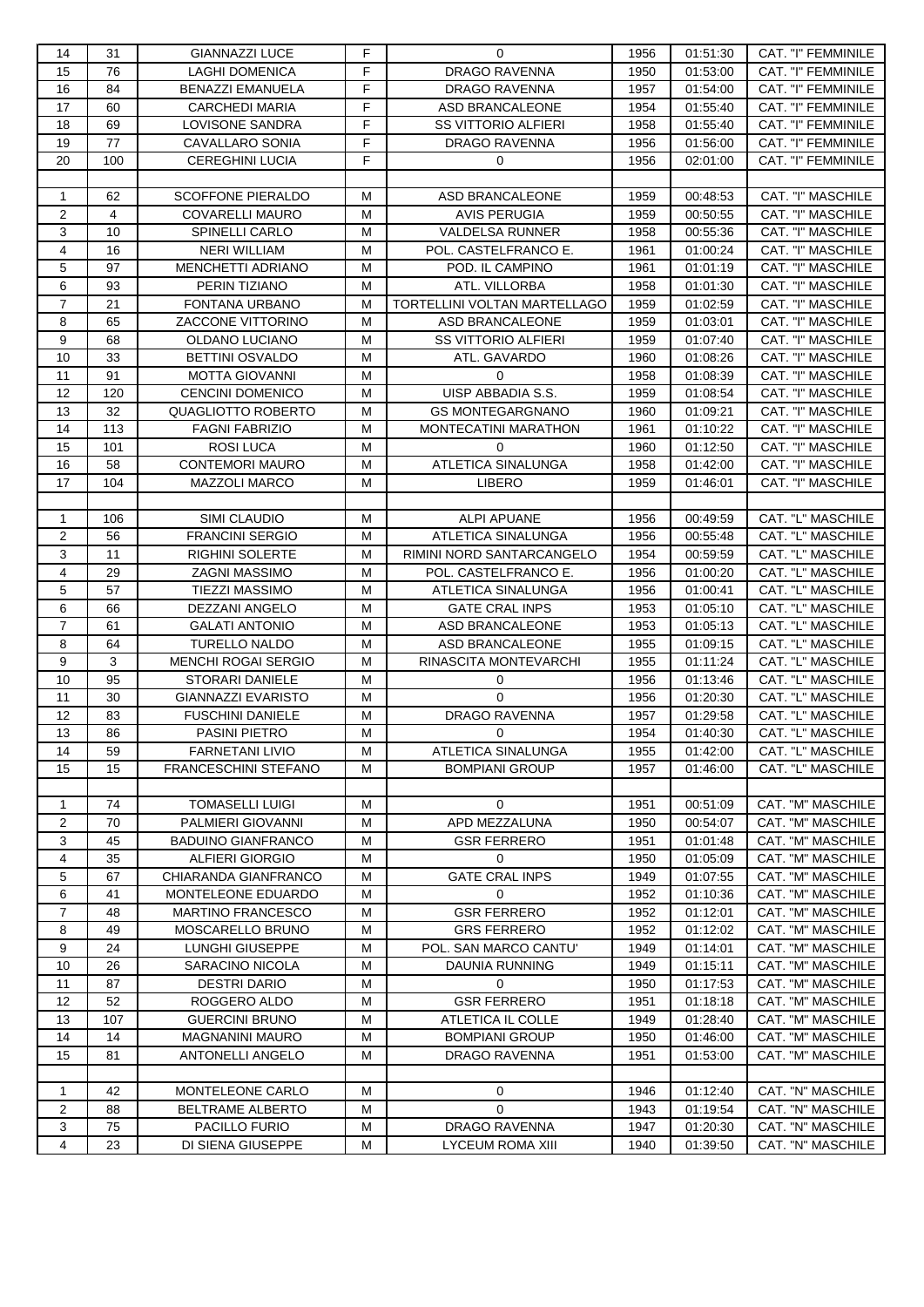| | | | | | | | |
|---|---|---|---|---|---|---|---|
| 14 | 31 | GIANNAZZI LUCE | F | 0 | 1956 | 01:51:30 | CAT. "I" FEMMINILE |
| 15 | 76 | LAGHI DOMENICA | F | DRAGO RAVENNA | 1950 | 01:53:00 | CAT. "I" FEMMINILE |
| 16 | 84 | BENAZZI EMANUELA | F | DRAGO RAVENNA | 1957 | 01:54:00 | CAT. "I" FEMMINILE |
| 17 | 60 | CARCHEDI MARIA | F | ASD BRANCALEONE | 1954 | 01:55:40 | CAT. "I" FEMMINILE |
| 18 | 69 | LOVISONE SANDRA | F | SS VITTORIO ALFIERI | 1958 | 01:55:40 | CAT. "I" FEMMINILE |
| 19 | 77 | CAVALLARO SONIA | F | DRAGO RAVENNA | 1956 | 01:56:00 | CAT. "I" FEMMINILE |
| 20 | 100 | CEREGHINI LUCIA | F | 0 | 1956 | 02:01:00 | CAT. "I" FEMMINILE |
| | | | | | | | |
| 1 | 62 | SCOFFONE PIERALDO | M | ASD BRANCALEONE | 1959 | 00:48:53 | CAT. "I" MASCHILE |
| 2 | 4 | COVARELLI MAURO | M | AVIS PERUGIA | 1959 | 00:50:55 | CAT. "I" MASCHILE |
| 3 | 10 | SPINELLI CARLO | M | VALDELSA RUNNER | 1958 | 00:55:36 | CAT. "I" MASCHILE |
| 4 | 16 | NERI WILLIAM | M | POL. CASTELFRANCO E. | 1961 | 01:00:24 | CAT. "I" MASCHILE |
| 5 | 97 | MENCHETTI ADRIANO | M | POD. IL CAMPINO | 1961 | 01:01:19 | CAT. "I" MASCHILE |
| 6 | 93 | PERIN TIZIANO | M | ATL. VILLORBA | 1958 | 01:01:30 | CAT. "I" MASCHILE |
| 7 | 21 | FONTANA URBANO | M | TORTELLINI VOLTAN MARTELLAGO | 1959 | 01:02:59 | CAT. "I" MASCHILE |
| 8 | 65 | ZACCONE VITTORINO | M | ASD BRANCALEONE | 1959 | 01:03:01 | CAT. "I" MASCHILE |
| 9 | 68 | OLDANO LUCIANO | M | SS VITTORIO ALFIERI | 1959 | 01:07:40 | CAT. "I" MASCHILE |
| 10 | 33 | BETTINI OSVALDO | M | ATL. GAVARDO | 1960 | 01:08:26 | CAT. "I" MASCHILE |
| 11 | 91 | MOTTA GIOVANNI | M | 0 | 1958 | 01:08:39 | CAT. "I" MASCHILE |
| 12 | 120 | CENCINI DOMENICO | M | UISP ABBADIA S.S. | 1959 | 01:08:54 | CAT. "I" MASCHILE |
| 13 | 32 | QUAGLIOTTO ROBERTO | M | GS MONTEGARGNANO | 1960 | 01:09:21 | CAT. "I" MASCHILE |
| 14 | 113 | FAGNI FABRIZIO | M | MONTECATINI MARATHON | 1961 | 01:10:22 | CAT. "I" MASCHILE |
| 15 | 101 | ROSI LUCA | M | 0 | 1960 | 01:12:50 | CAT. "I" MASCHILE |
| 16 | 58 | CONTEMORI MAURO | M | ATLETICA SINALUNGA | 1958 | 01:42:00 | CAT. "I" MASCHILE |
| 17 | 104 | MAZZOLI MARCO | M | LIBERO | 1959 | 01:46:01 | CAT. "I" MASCHILE |
| | | | | | | | |
| 1 | 106 | SIMI CLAUDIO | M | ALPI APUANE | 1956 | 00:49:59 | CAT. "L" MASCHILE |
| 2 | 56 | FRANCINI SERGIO | M | ATLETICA SINALUNGA | 1956 | 00:55:48 | CAT. "L" MASCHILE |
| 3 | 11 | RIGHINI SOLERTE | M | RIMINI NORD SANTARCANGELO | 1954 | 00:59:59 | CAT. "L" MASCHILE |
| 4 | 29 | ZAGNI MASSIMO | M | POL. CASTELFRANCO E. | 1956 | 01:00:20 | CAT. "L" MASCHILE |
| 5 | 57 | TIEZZI MASSIMO | M | ATLETICA SINALUNGA | 1956 | 01:00:41 | CAT. "L" MASCHILE |
| 6 | 66 | DEZZANI ANGELO | M | GATE CRAL INPS | 1953 | 01:05:10 | CAT. "L" MASCHILE |
| 7 | 61 | GALATI ANTONIO | M | ASD BRANCALEONE | 1953 | 01:05:13 | CAT. "L" MASCHILE |
| 8 | 64 | TURELLO NALDO | M | ASD BRANCALEONE | 1955 | 01:09:15 | CAT. "L" MASCHILE |
| 9 | 3 | MENCHI ROGAI SERGIO | M | RINASCITA MONTEVARCHI | 1955 | 01:11:24 | CAT. "L" MASCHILE |
| 10 | 95 | STORARI DANIELE | M | 0 | 1956 | 01:13:46 | CAT. "L" MASCHILE |
| 11 | 30 | GIANNAZZI EVARISTO | M | 0 | 1956 | 01:20:30 | CAT. "L" MASCHILE |
| 12 | 83 | FUSCHINI DANIELE | M | DRAGO RAVENNA | 1957 | 01:29:58 | CAT. "L" MASCHILE |
| 13 | 86 | PASINI PIETRO | M | 0 | 1954 | 01:40:30 | CAT. "L" MASCHILE |
| 14 | 59 | FARNETANI LIVIO | M | ATLETICA SINALUNGA | 1955 | 01:42:00 | CAT. "L" MASCHILE |
| 15 | 15 | FRANCESCHINI STEFANO | M | BOMPIANI GROUP | 1957 | 01:46:00 | CAT. "L" MASCHILE |
| | | | | | | | |
| 1 | 74 | TOMASELLI LUIGI | M | 0 | 1951 | 00:51:09 | CAT. "M" MASCHILE |
| 2 | 70 | PALMIERI GIOVANNI | M | APD MEZZALUNA | 1950 | 00:54:07 | CAT. "M" MASCHILE |
| 3 | 45 | BADUINO GIANFRANCO | M | GSR FERRERO | 1951 | 01:01:48 | CAT. "M" MASCHILE |
| 4 | 35 | ALFIERI GIORGIO | M | 0 | 1950 | 01:05:09 | CAT. "M" MASCHILE |
| 5 | 67 | CHIARANDA GIANFRANCO | M | GATE CRAL INPS | 1949 | 01:07:55 | CAT. "M" MASCHILE |
| 6 | 41 | MONTELEONE EDUARDO | M | 0 | 1952 | 01:10:36 | CAT. "M" MASCHILE |
| 7 | 48 | MARTINO FRANCESCO | M | GSR FERRERO | 1952 | 01:12:01 | CAT. "M" MASCHILE |
| 8 | 49 | MOSCARELLO BRUNO | M | GRS FERRERO | 1952 | 01:12:02 | CAT. "M" MASCHILE |
| 9 | 24 | LUNGHI GIUSEPPE | M | POL. SAN MARCO CANTU' | 1949 | 01:14:01 | CAT. "M" MASCHILE |
| 10 | 26 | SARACINO NICOLA | M | DAUNIA RUNNING | 1949 | 01:15:11 | CAT. "M" MASCHILE |
| 11 | 87 | DESTRI DARIO | M | 0 | 1950 | 01:17:53 | CAT. "M" MASCHILE |
| 12 | 52 | ROGGERO ALDO | M | GSR FERRERO | 1951 | 01:18:18 | CAT. "M" MASCHILE |
| 13 | 107 | GUERCINI BRUNO | M | ATLETICA IL COLLE | 1949 | 01:28:40 | CAT. "M" MASCHILE |
| 14 | 14 | MAGNANINI MAURO | M | BOMPIANI GROUP | 1950 | 01:46:00 | CAT. "M" MASCHILE |
| 15 | 81 | ANTONELLI ANGELO | M | DRAGO RAVENNA | 1951 | 01:53:00 | CAT. "M" MASCHILE |
| | | | | | | | |
| 1 | 42 | MONTELEONE CARLO | M | 0 | 1946 | 01:12:40 | CAT. "N" MASCHILE |
| 2 | 88 | BELTRAME ALBERTO | M | 0 | 1943 | 01:19:54 | CAT. "N" MASCHILE |
| 3 | 75 | PACILLO FURIO | M | DRAGO RAVENNA | 1947 | 01:20:30 | CAT. "N" MASCHILE |
| 4 | 23 | DI SIENA GIUSEPPE | M | LYCEUM ROMA XIII | 1940 | 01:39:50 | CAT. "N" MASCHILE |